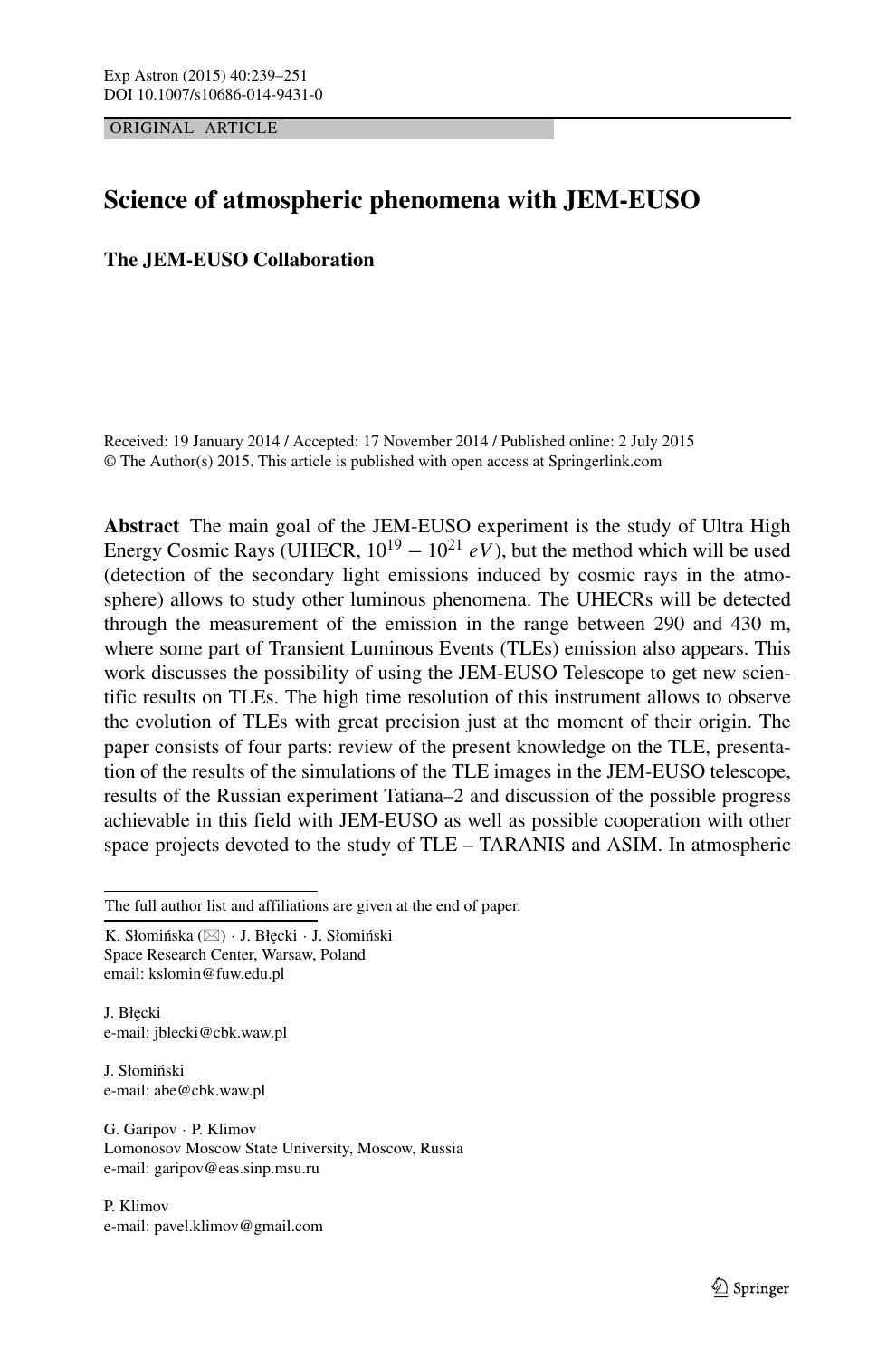ORIGINAL ARTICLE

# Science of atmospheric phenomena with JEM-EUSO

**The JEM-EUSO Collaboration**

Received: 19 January 2014 / Accepted: 17 November 2014 / Published online: 2 July 2015
© The Author(s) 2015. This article is published with open access at Springerlink.com

**Abstract** The main goal of the JEM-EUSO experiment is the study of Ultra High Energy Cosmic Rays (UHECR, $10^{19} - 10^{21}$ $eV$), but the method which will be used (detection of the secondary light emissions induced by cosmic rays in the atmosphere) allows to study other luminous phenomena. The UHECRs will be detected through the measurement of the emission in the range between 290 and 430 m, where some part of Transient Luminous Events (TLEs) emission also appears. This work discusses the possibility of using the JEM-EUSO Telescope to get new scientific results on TLEs. The high time resolution of this instrument allows to observe the evolution of TLEs with great precision just at the moment of their origin. The paper consists of four parts: review of the present knowledge on the TLE, presentation of the results of the simulations of the TLE images in the JEM-EUSO telescope, results of the Russian experiment Tatiana–2 and discussion of the possible progress achievable in this field with JEM-EUSO as well as possible cooperation with other space projects devoted to the study of TLE – TARANIS and ASIM. In atmospheric

---

The full author list and affiliations are given at the end of paper.

K. Słomińska (✉) · J. Błęcki · J. Słomiński
Space Research Center, Warsaw, Poland
email: kslomin@fuw.edu.pl

J. Błęcki
e-mail: jblecki@cbk.waw.pl

J. Słomiński
e-mail: abe@cbk.waw.pl

G. Garipov · P. Klimov
Lomonosov Moscow State University, Moscow, Russia
e-mail: garipov@eas.sinp.msu.ru

P. Klimov
e-mail: pavel.klimov@gmail.com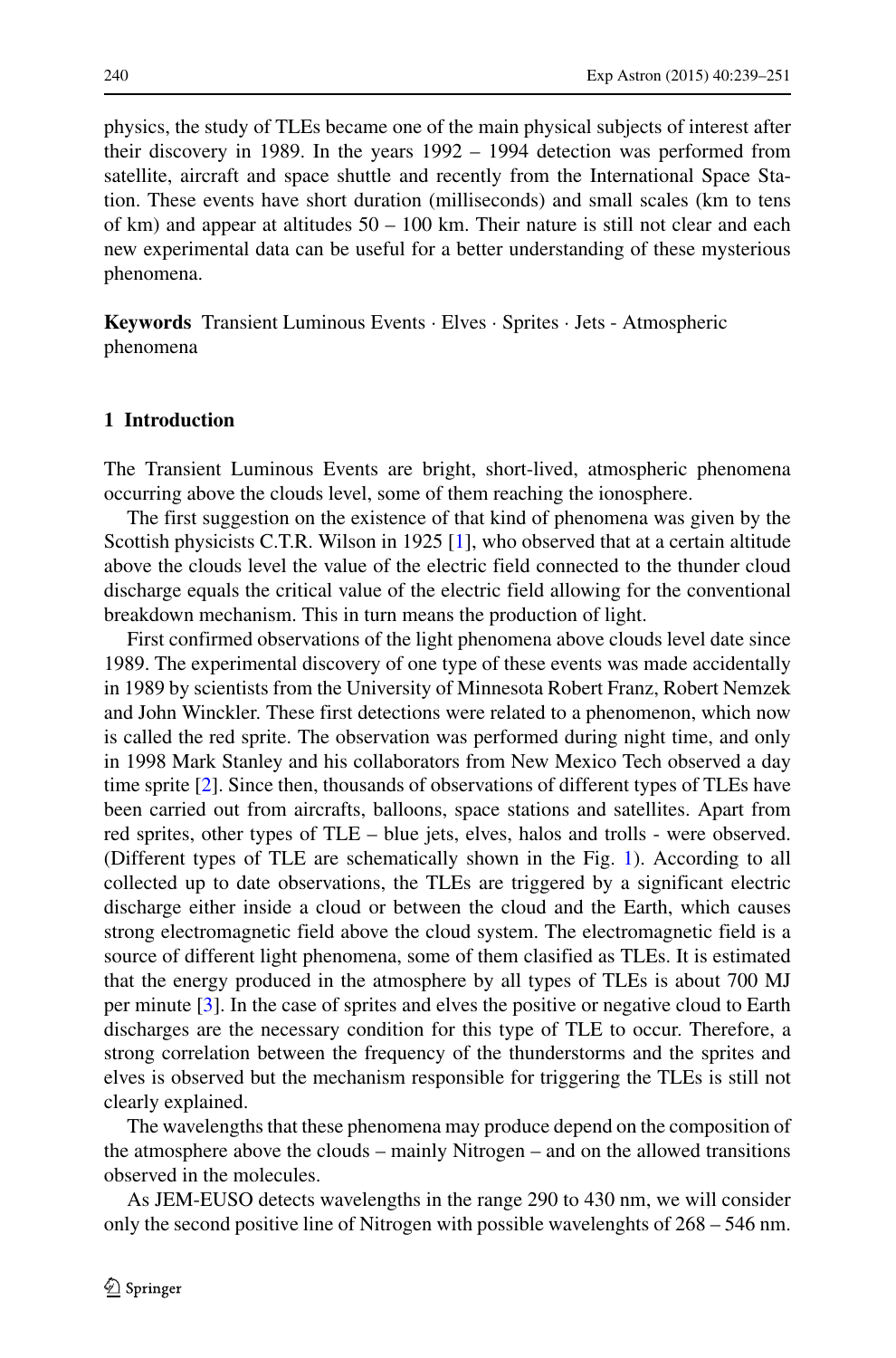physics, the study of TLEs became one of the main physical subjects of interest after their discovery in 1989. In the years 1992 – 1994 detection was performed from satellite, aircraft and space shuttle and recently from the International Space Station. These events have short duration (milliseconds) and small scales (km to tens of km) and appear at altitudes 50 – 100 km. Their nature is still not clear and each new experimental data can be useful for a better understanding of these mysterious phenomena.

**Keywords** Transient Luminous Events · Elves · Sprites · Jets - Atmospheric phenomena

## 1 Introduction

The Transient Luminous Events are bright, short-lived, atmospheric phenomena occurring above the clouds level, some of them reaching the ionosphere.

The first suggestion on the existence of that kind of phenomena was given by the Scottish physicists C.T.R. Wilson in 1925 [1], who observed that at a certain altitude above the clouds level the value of the electric field connected to the thunder cloud discharge equals the critical value of the electric field allowing for the conventional breakdown mechanism. This in turn means the production of light.

First confirmed observations of the light phenomena above clouds level date since 1989. The experimental discovery of one type of these events was made accidentally in 1989 by scientists from the University of Minnesota Robert Franz, Robert Nemzek and John Winckler. These first detections were related to a phenomenon, which now is called the red sprite. The observation was performed during night time, and only in 1998 Mark Stanley and his collaborators from New Mexico Tech observed a day time sprite [2]. Since then, thousands of observations of different types of TLEs have been carried out from aircrafts, balloons, space stations and satellites. Apart from red sprites, other types of TLE – blue jets, elves, halos and trolls - were observed. (Different types of TLE are schematically shown in the Fig. 1). According to all collected up to date observations, the TLEs are triggered by a significant electric discharge either inside a cloud or between the cloud and the Earth, which causes strong electromagnetic field above the cloud system. The electromagnetic field is a source of different light phenomena, some of them clasified as TLEs. It is estimated that the energy produced in the atmosphere by all types of TLEs is about 700 MJ per minute [3]. In the case of sprites and elves the positive or negative cloud to Earth discharges are the necessary condition for this type of TLE to occur. Therefore, a strong correlation between the frequency of the thunderstorms and the sprites and elves is observed but the mechanism responsible for triggering the TLEs is still not clearly explained.

The wavelengths that these phenomena may produce depend on the composition of the atmosphere above the clouds – mainly Nitrogen – and on the allowed transitions observed in the molecules.

As JEM-EUSO detects wavelengths in the range 290 to 430 nm, we will consider only the second positive line of Nitrogen with possible wavelenghts of 268 – 546 nm.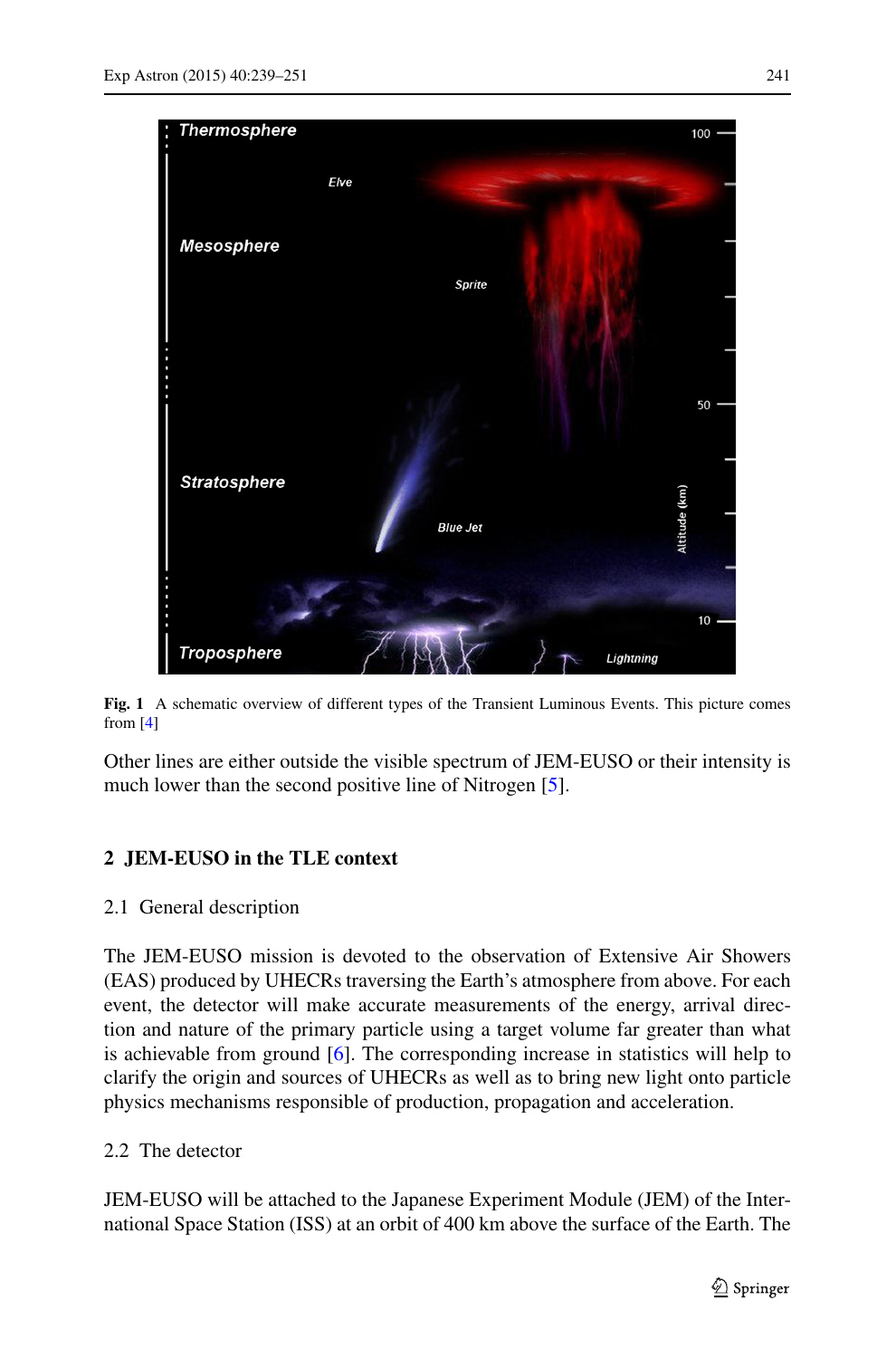**Fig. 1** A schematic overview of different types of the Transient Luminous Events. This picture comes from [4]

Other lines are either outside the visible spectrum of JEM-EUSO or their intensity is much lower than the second positive line of Nitrogen [5].

## 2 JEM-EUSO in the TLE context

### 2.1 General description

The JEM-EUSO mission is devoted to the observation of Extensive Air Showers (EAS) produced by UHECRs traversing the Earth's atmosphere from above. For each event, the detector will make accurate measurements of the energy, arrival direction and nature of the primary particle using a target volume far greater than what is achievable from ground [6]. The corresponding increase in statistics will help to clarify the origin and sources of UHECRs as well as to bring new light onto particle physics mechanisms responsible of production, propagation and acceleration.

### 2.2 The detector

JEM-EUSO will be attached to the Japanese Experiment Module (JEM) of the International Space Station (ISS) at an orbit of 400 km above the surface of the Earth. The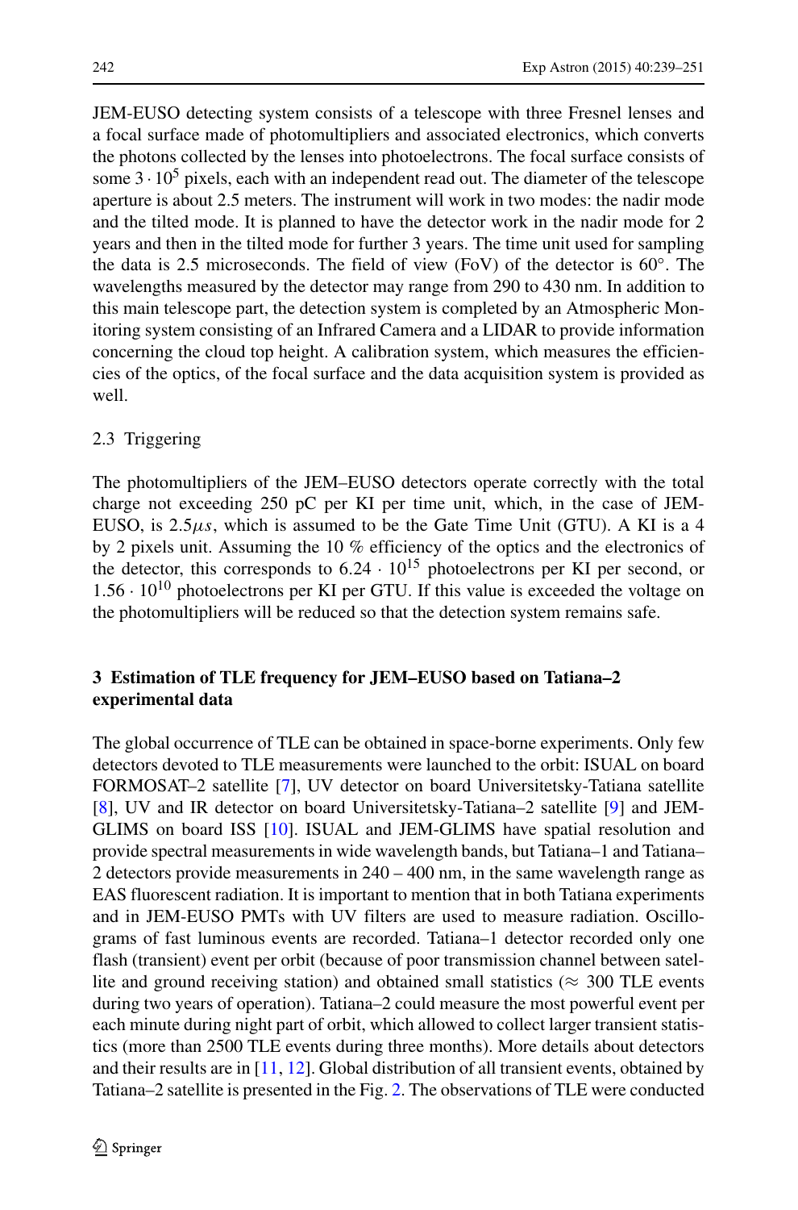JEM-EUSO detecting system consists of a telescope with three Fresnel lenses and a focal surface made of photomultipliers and associated electronics, which converts the photons collected by the lenses into photoelectrons. The focal surface consists of some $3 \cdot 10^5$ pixels, each with an independent read out. The diameter of the telescope aperture is about 2.5 meters. The instrument will work in two modes: the nadir mode and the tilted mode. It is planned to have the detector work in the nadir mode for 2 years and then in the tilted mode for further 3 years. The time unit used for sampling the data is 2.5 microseconds. The field of view (FoV) of the detector is 60°. The wavelengths measured by the detector may range from 290 to 430 nm. In addition to this main telescope part, the detection system is completed by an Atmospheric Monitoring system consisting of an Infrared Camera and a LIDAR to provide information concerning the cloud top height. A calibration system, which measures the efficiencies of the optics, of the focal surface and the data acquisition system is provided as well.

### 2.3 Triggering

The photomultipliers of the JEM–EUSO detectors operate correctly with the total charge not exceeding 250 pC per KI per time unit, which, in the case of JEM-EUSO, is $2.5\mu s$, which is assumed to be the Gate Time Unit (GTU). A KI is a 4 by 2 pixels unit. Assuming the 10 % efficiency of the optics and the electronics of the detector, this corresponds to $6.24 \cdot 10^{15}$ photoelectrons per KI per second, or $1.56 \cdot 10^{10}$ photoelectrons per KI per GTU. If this value is exceeded the voltage on the photomultipliers will be reduced so that the detection system remains safe.

## 3 Estimation of TLE frequency for JEM–EUSO based on Tatiana–2 experimental data

The global occurrence of TLE can be obtained in space-borne experiments. Only few detectors devoted to TLE measurements were launched to the orbit: ISUAL on board FORMOSAT–2 satellite [7], UV detector on board Universitetsky-Tatiana satellite [8], UV and IR detector on board Universitetsky-Tatiana–2 satellite [9] and JEM-GLIMS on board ISS [10]. ISUAL and JEM-GLIMS have spatial resolution and provide spectral measurements in wide wavelength bands, but Tatiana–1 and Tatiana–2 detectors provide measurements in 240 – 400 nm, in the same wavelength range as EAS fluorescent radiation. It is important to mention that in both Tatiana experiments and in JEM-EUSO PMTs with UV filters are used to measure radiation. Oscillograms of fast luminous events are recorded. Tatiana–1 detector recorded only one flash (transient) event per orbit (because of poor transmission channel between satellite and ground receiving station) and obtained small statistics ($\approx$ 300 TLE events during two years of operation). Tatiana–2 could measure the most powerful event per each minute during night part of orbit, which allowed to collect larger transient statistics (more than 2500 TLE events during three months). More details about detectors and their results are in [11, 12]. Global distribution of all transient events, obtained by Tatiana–2 satellite is presented in the Fig. 2. The observations of TLE were conducted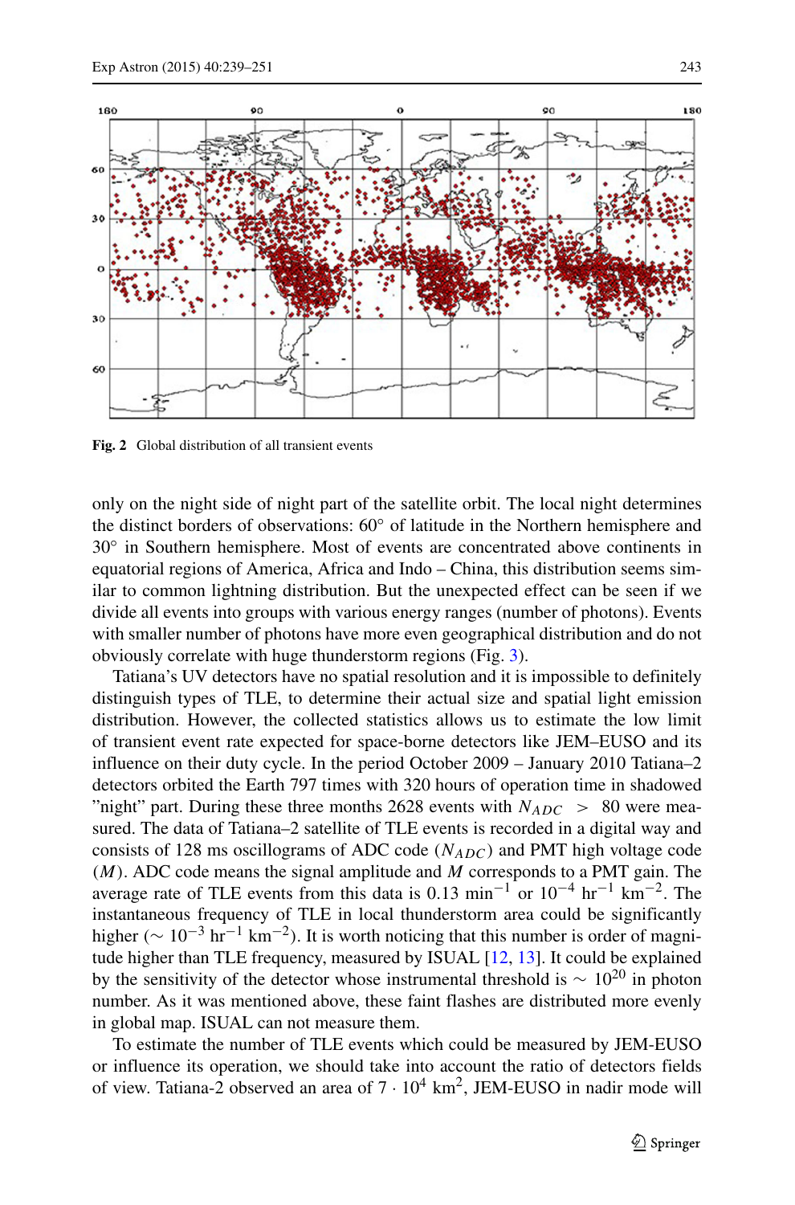Fig. 2 Global distribution of all transient events

only on the night side of night part of the satellite orbit. The local night determines the distinct borders of observations: 60° of latitude in the Northern hemisphere and 30° in Southern hemisphere. Most of events are concentrated above continents in equatorial regions of America, Africa and Indo – China, this distribution seems similar to common lightning distribution. But the unexpected effect can be seen if we divide all events into groups with various energy ranges (number of photons). Events with smaller number of photons have more even geographical distribution and do not obviously correlate with huge thunderstorm regions (Fig. 3).

Tatiana's UV detectors have no spatial resolution and it is impossible to definitely distinguish types of TLE, to determine their actual size and spatial light emission distribution. However, the collected statistics allows us to estimate the low limit of transient event rate expected for space-borne detectors like JEM–EUSO and its influence on their duty cycle. In the period October 2009 – January 2010 Tatiana–2 detectors orbited the Earth 797 times with 320 hours of operation time in shadowed "night" part. During these three months 2628 events with $N_{ADC} > 80$ were measured. The data of Tatiana–2 satellite of TLE events is recorded in a digital way and consists of 128 ms oscillograms of ADC code ($N_{ADC}$) and PMT high voltage code ($M$). ADC code means the signal amplitude and $M$ corresponds to a PMT gain. The average rate of TLE events from this data is 0.13 $\text{min}^{-1}$ or $10^{-4}$ $\text{hr}^{-1}$ $\text{km}^{-2}$. The instantaneous frequency of TLE in local thunderstorm area could be significantly higher ($\sim 10^{-3}$ $\text{hr}^{-1}$ $\text{km}^{-2}$). It is worth noticing that this number is order of magnitude higher than TLE frequency, measured by ISUAL [12, 13]. It could be explained by the sensitivity of the detector whose instrumental threshold is $\sim 10^{20}$ in photon number. As it was mentioned above, these faint flashes are distributed more evenly in global map. ISUAL can not measure them.

To estimate the number of TLE events which could be measured by JEM-EUSO or influence its operation, we should take into account the ratio of detectors fields of view. Tatiana-2 observed an area of $7 \cdot 10^4$ $\text{km}^2$, JEM-EUSO in nadir mode will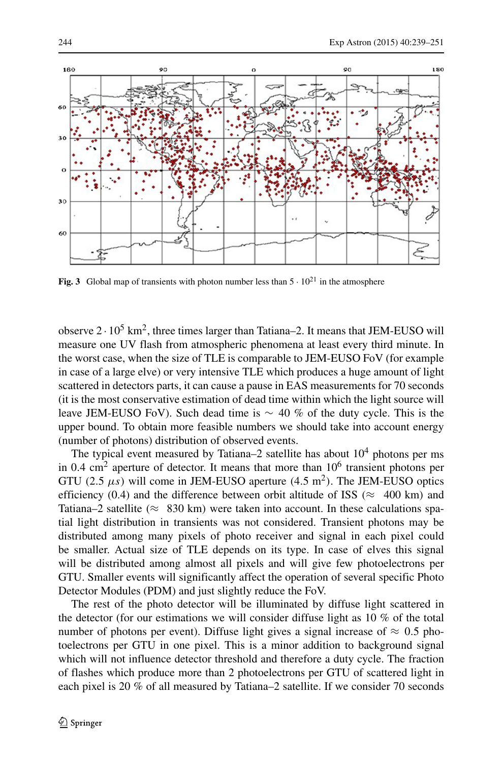Fig. 3 Global map of transients with photon number less than $5 \cdot 10^{21}$ in the atmosphere

observe $2 \cdot 10^5$ km$^2$, three times larger than Tatiana–2. It means that JEM-EUSO will measure one UV flash from atmospheric phenomena at least every third minute. In the worst case, when the size of TLE is comparable to JEM-EUSO FoV (for example in case of a large elve) or very intensive TLE which produces a huge amount of light scattered in detectors parts, it can cause a pause in EAS measurements for 70 seconds (it is the most conservative estimation of dead time within which the light source will leave JEM-EUSO FoV). Such dead time is $\sim$ 40 % of the duty cycle. This is the upper bound. To obtain more feasible numbers we should take into account energy (number of photons) distribution of observed events.

The typical event measured by Tatiana–2 satellite has about $10^4$ photons per ms in 0.4 cm$^2$ aperture of detector. It means that more than $10^6$ transient photons per GTU (2.5 $\mu s$) will come in JEM-EUSO aperture (4.5 m$^2$). The JEM-EUSO optics efficiency (0.4) and the difference between orbit altitude of ISS ($\approx$ 400 km) and Tatiana–2 satellite ($\approx$ 830 km) were taken into account. In these calculations spatial light distribution in transients was not considered. Transient photons may be distributed among many pixels of photo receiver and signal in each pixel could be smaller. Actual size of TLE depends on its type. In case of elves this signal will be distributed among almost all pixels and will give few photoelectrons per GTU. Smaller events will significantly affect the operation of several specific Photo Detector Modules (PDM) and just slightly reduce the FoV.

The rest of the photo detector will be illuminated by diffuse light scattered in the detector (for our estimations we will consider diffuse light as 10 % of the total number of photons per event). Diffuse light gives a signal increase of $\approx$ 0.5 photoelectrons per GTU in one pixel. This is a minor addition to background signal which will not influence detector threshold and therefore a duty cycle. The fraction of flashes which produce more than 2 photoelectrons per GTU of scattered light in each pixel is 20 % of all measured by Tatiana–2 satellite. If we consider 70 seconds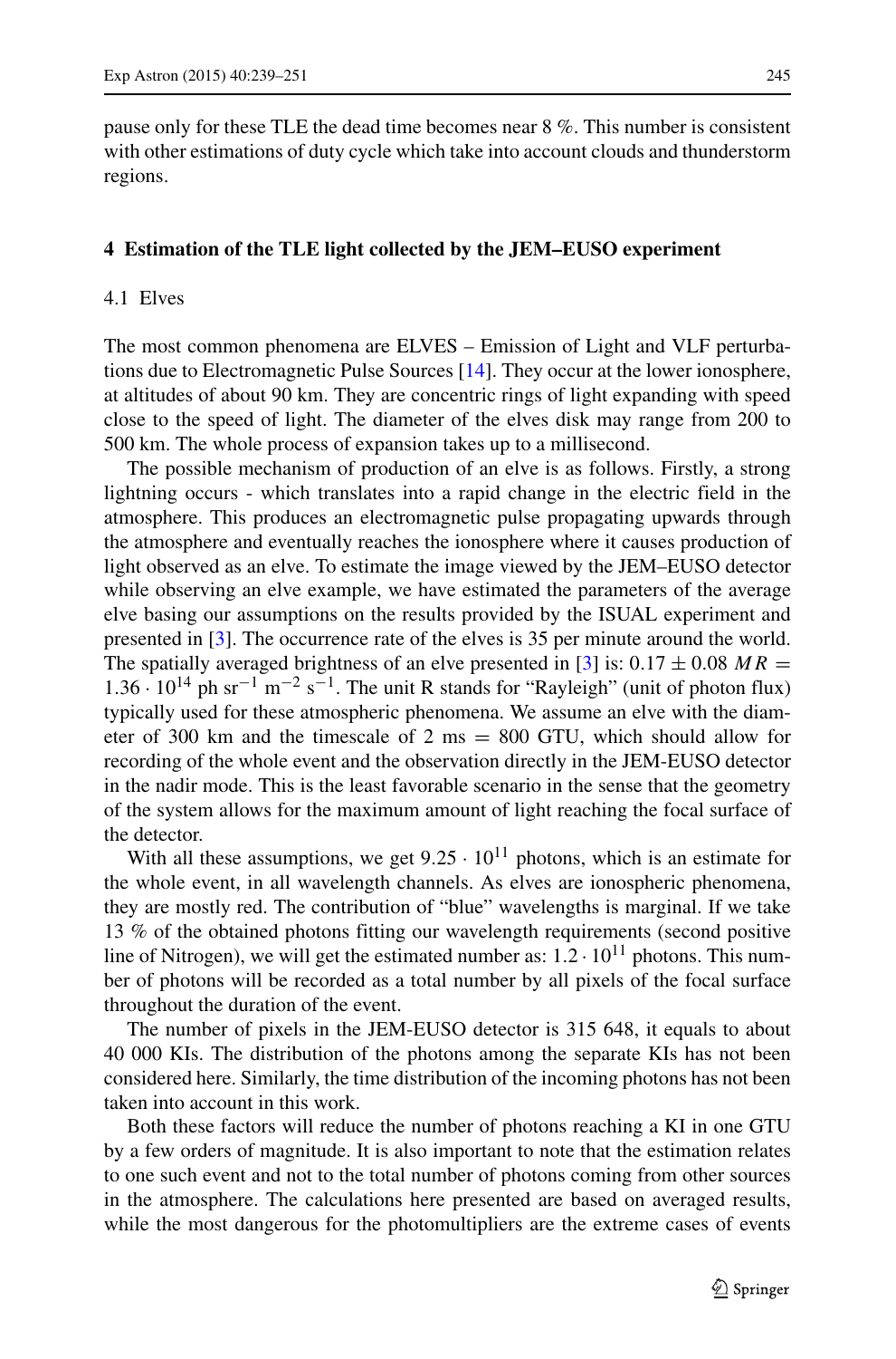pause only for these TLE the dead time becomes near 8 %. This number is consistent with other estimations of duty cycle which take into account clouds and thunderstorm regions.

## 4 Estimation of the TLE light collected by the JEM–EUSO experiment

### 4.1 Elves

The most common phenomena are ELVES – Emission of Light and VLF perturbations due to Electromagnetic Pulse Sources [14]. They occur at the lower ionosphere, at altitudes of about 90 km. They are concentric rings of light expanding with speed close to the speed of light. The diameter of the elves disk may range from 200 to 500 km. The whole process of expansion takes up to a millisecond.

The possible mechanism of production of an elve is as follows. Firstly, a strong lightning occurs - which translates into a rapid change in the electric field in the atmosphere. This produces an electromagnetic pulse propagating upwards through the atmosphere and eventually reaches the ionosphere where it causes production of light observed as an elve. To estimate the image viewed by the JEM–EUSO detector while observing an elve example, we have estimated the parameters of the average elve basing our assumptions on the results provided by the ISUAL experiment and presented in [3]. The occurrence rate of the elves is 35 per minute around the world. The spatially averaged brightness of an elve presented in [3] is: $0.17 \pm 0.08$ $MR = 1.36 \cdot 10^{14}$ ph sr$^{-1}$ m$^{-2}$ s$^{-1}$. The unit R stands for "Rayleigh" (unit of photon flux) typically used for these atmospheric phenomena. We assume an elve with the diameter of 300 km and the timescale of 2 ms = 800 GTU, which should allow for recording of the whole event and the observation directly in the JEM-EUSO detector in the nadir mode. This is the least favorable scenario in the sense that the geometry of the system allows for the maximum amount of light reaching the focal surface of the detector.

With all these assumptions, we get $9.25 \cdot 10^{11}$ photons, which is an estimate for the whole event, in all wavelength channels. As elves are ionospheric phenomena, they are mostly red. The contribution of "blue" wavelengths is marginal. If we take 13 % of the obtained photons fitting our wavelength requirements (second positive line of Nitrogen), we will get the estimated number as: $1.2 \cdot 10^{11}$ photons. This number of photons will be recorded as a total number by all pixels of the focal surface throughout the duration of the event.

The number of pixels in the JEM-EUSO detector is 315 648, it equals to about 40 000 KIs. The distribution of the photons among the separate KIs has not been considered here. Similarly, the time distribution of the incoming photons has not been taken into account in this work.

Both these factors will reduce the number of photons reaching a KI in one GTU by a few orders of magnitude. It is also important to note that the estimation relates to one such event and not to the total number of photons coming from other sources in the atmosphere. The calculations here presented are based on averaged results, while the most dangerous for the photomultipliers are the extreme cases of events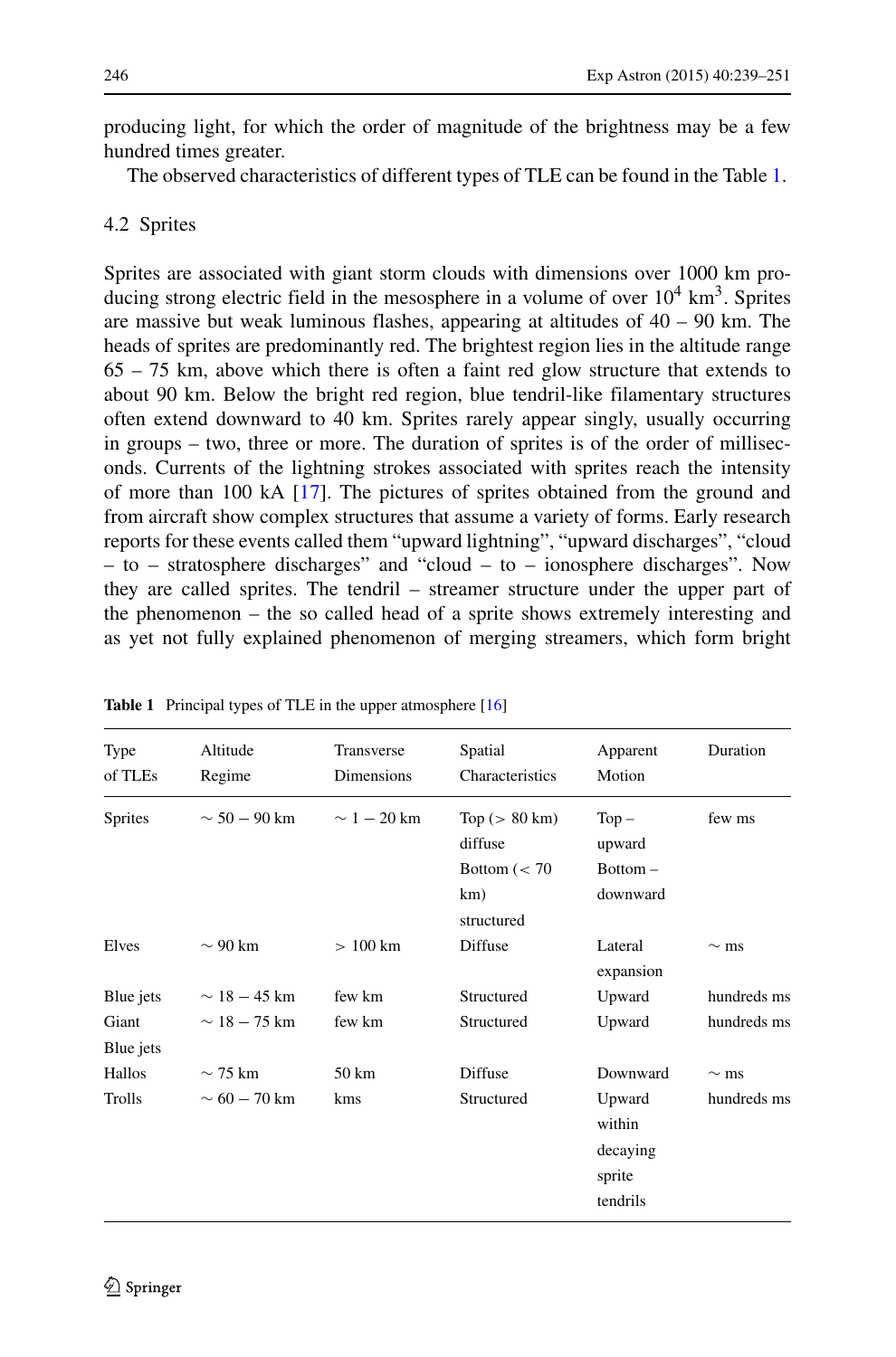producing light, for which the order of magnitude of the brightness may be a few hundred times greater.

The observed characteristics of different types of TLE can be found in the Table 1.

### 4.2 Sprites

Sprites are associated with giant storm clouds with dimensions over 1000 km producing strong electric field in the mesosphere in a volume of over $10^4$ km$^3$. Sprites are massive but weak luminous flashes, appearing at altitudes of 40 – 90 km. The heads of sprites are predominantly red. The brightest region lies in the altitude range 65 – 75 km, above which there is often a faint red glow structure that extends to about 90 km. Below the bright red region, blue tendril-like filamentary structures often extend downward to 40 km. Sprites rarely appear singly, usually occurring in groups – two, three or more. The duration of sprites is of the order of milliseconds. Currents of the lightning strokes associated with sprites reach the intensity of more than 100 kA [17]. The pictures of sprites obtained from the ground and from aircraft show complex structures that assume a variety of forms. Early research reports for these events called them "upward lightning", "upward discharges", "cloud – to – stratosphere discharges" and "cloud – to – ionosphere discharges". Now they are called sprites. The tendril – streamer structure under the upper part of the phenomenon – the so called head of a sprite shows extremely interesting and as yet not fully explained phenomenon of merging streamers, which form bright

**Table 1** Principal types of TLE in the upper atmosphere [16]

| Type of TLEs | Altitude Regime | Transverse Dimensions | Spatial Characteristics | Apparent Motion | Duration |
|---|---|---|---|---|---|
| Sprites | $\sim 50 - 90$ km | $\sim 1 - 20$ km | Top (> 80 km) diffuse Bottom (< 70 km) structured | Top – upward Bottom – downward | few ms |
| Elves | $\sim 90$ km | > 100 km | Diffuse | Lateral expansion | $\sim$ ms |
| Blue jets | $\sim 18 - 45$ km | few km | Structured | Upward | hundreds ms |
| Giant Blue jets | $\sim 18 - 75$ km | few km | Structured | Upward | hundreds ms |
| Hallos | $\sim 75$ km | 50 km | Diffuse | Downward | $\sim$ ms |
| Trolls | $\sim 60 - 70$ km | kms | Structured | Upward within decaying sprite tendrils | hundreds ms |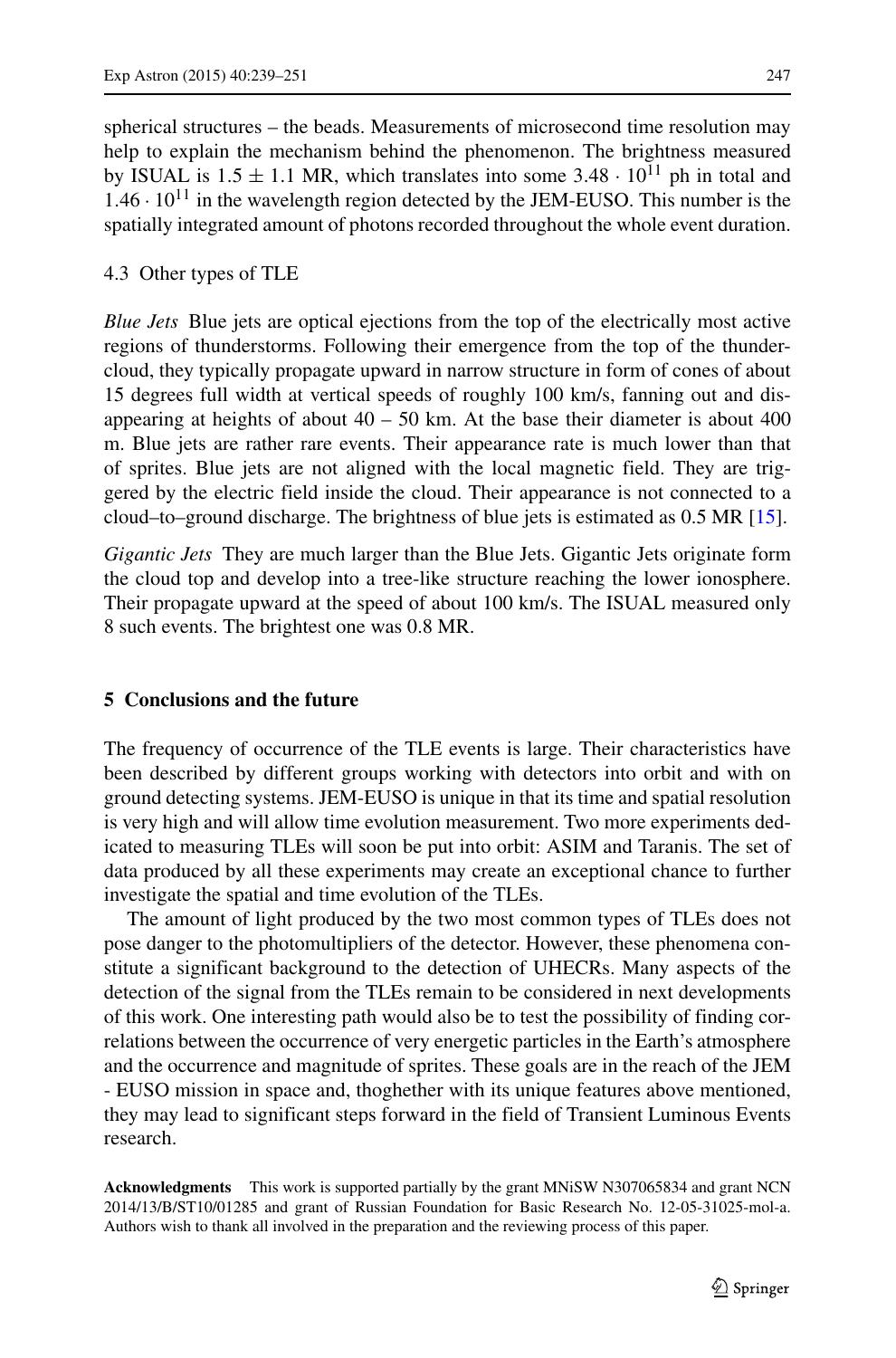spherical structures – the beads. Measurements of microsecond time resolution may help to explain the mechanism behind the phenomenon. The brightness measured by ISUAL is $1.5 \pm 1.1$ MR, which translates into some $3.48 \cdot 10^{11}$ ph in total and $1.46 \cdot 10^{11}$ in the wavelength region detected by the JEM-EUSO. This number is the spatially integrated amount of photons recorded throughout the whole event duration.

### 4.3 Other types of TLE

*Blue Jets* Blue jets are optical ejections from the top of the electrically most active regions of thunderstorms. Following their emergence from the top of the thundercloud, they typically propagate upward in narrow structure in form of cones of about 15 degrees full width at vertical speeds of roughly 100 km/s, fanning out and disappearing at heights of about 40 – 50 km. At the base their diameter is about 400 m. Blue jets are rather rare events. Their appearance rate is much lower than that of sprites. Blue jets are not aligned with the local magnetic field. They are triggered by the electric field inside the cloud. Their appearance is not connected to a cloud–to–ground discharge. The brightness of blue jets is estimated as 0.5 MR [15].

*Gigantic Jets* They are much larger than the Blue Jets. Gigantic Jets originate form the cloud top and develop into a tree-like structure reaching the lower ionosphere. Their propagate upward at the speed of about 100 km/s. The ISUAL measured only 8 such events. The brightest one was 0.8 MR.

## 5 Conclusions and the future

The frequency of occurrence of the TLE events is large. Their characteristics have been described by different groups working with detectors into orbit and with on ground detecting systems. JEM-EUSO is unique in that its time and spatial resolution is very high and will allow time evolution measurement. Two more experiments dedicated to measuring TLEs will soon be put into orbit: ASIM and Taranis. The set of data produced by all these experiments may create an exceptional chance to further investigate the spatial and time evolution of the TLEs.

The amount of light produced by the two most common types of TLEs does not pose danger to the photomultipliers of the detector. However, these phenomena constitute a significant background to the detection of UHECRs. Many aspects of the detection of the signal from the TLEs remain to be considered in next developments of this work. One interesting path would also be to test the possibility of finding correlations between the occurrence of very energetic particles in the Earth's atmosphere and the occurrence and magnitude of sprites. These goals are in the reach of the JEM - EUSO mission in space and, thoghether with its unique features above mentioned, they may lead to significant steps forward in the field of Transient Luminous Events research.

**Acknowledgments** This work is supported partially by the grant MNiSW N307065834 and grant NCN 2014/13/B/ST10/01285 and grant of Russian Foundation for Basic Research No. 12-05-31025-mol-a. Authors wish to thank all involved in the preparation and the reviewing process of this paper.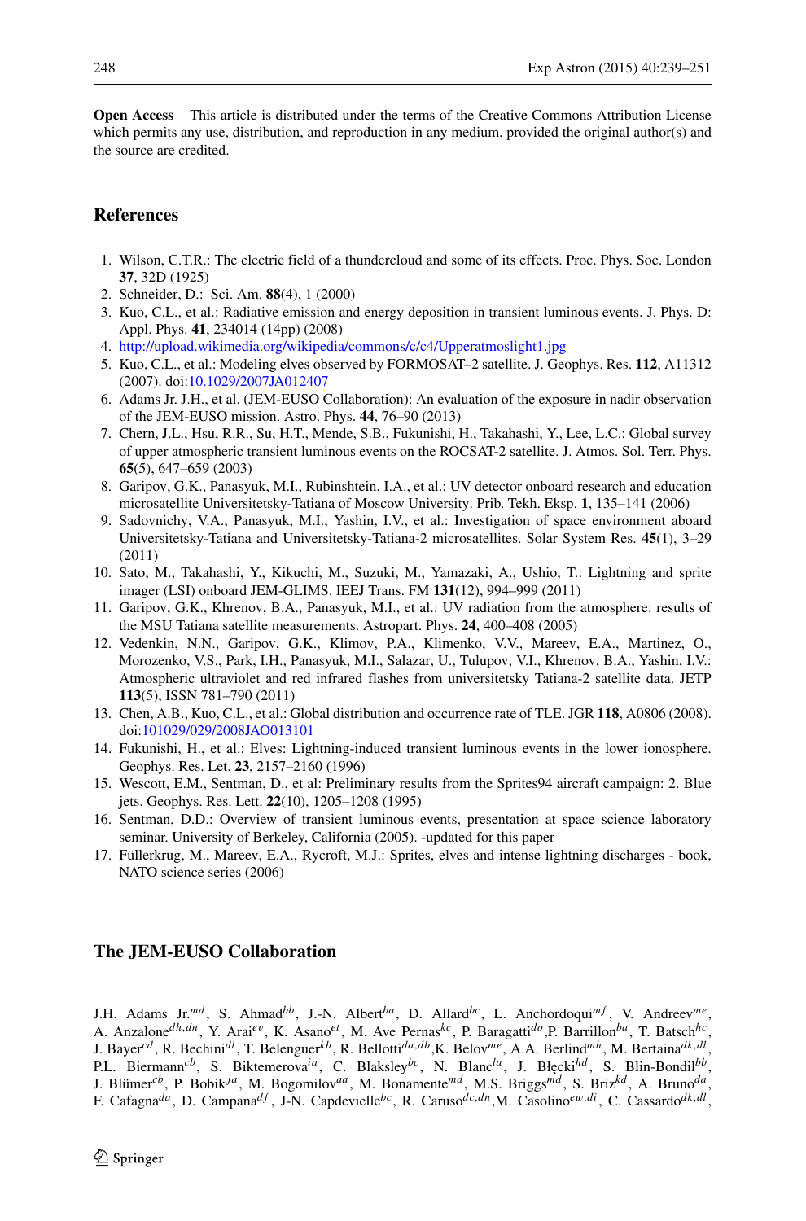**Open Access** This article is distributed under the terms of the Creative Commons Attribution License which permits any use, distribution, and reproduction in any medium, provided the original author(s) and the source are credited.

## References

1. Wilson, C.T.R.: The electric field of a thundercloud and some of its effects. Proc. Phys. Soc. London **37**, 32D (1925)
2. Schneider, D.: Sci. Am. **88**(4), 1 (2000)
3. Kuo, C.L., et al.: Radiative emission and energy deposition in transient luminous events. J. Phys. D: Appl. Phys. **41**, 234014 (14pp) (2008)
4. http://upload.wikimedia.org/wikipedia/commons/c/c4/Upperatmoslight1.jpg
5. Kuo, C.L., et al.: Modeling elves observed by FORMOSAT–2 satellite. J. Geophys. Res. **112**, A11312 (2007). doi:10.1029/2007JA012407
6. Adams Jr. J.H., et al. (JEM-EUSO Collaboration): An evaluation of the exposure in nadir observation of the JEM-EUSO mission. Astro. Phys. **44**, 76–90 (2013)
7. Chern, J.L., Hsu, R.R., Su, H.T., Mende, S.B., Fukunishi, H., Takahashi, Y., Lee, L.C.: Global survey of upper atmospheric transient luminous events on the ROCSAT-2 satellite. J. Atmos. Sol. Terr. Phys. **65**(5), 647–659 (2003)
8. Garipov, G.K., Panasyuk, M.I., Rubinshtein, I.A., et al.: UV detector onboard research and education microsatellite Universitetsky-Tatiana of Moscow University. Prib. Tekh. Eksp. **1**, 135–141 (2006)
9. Sadovnichy, V.A., Panasyuk, M.I., Yashin, I.V., et al.: Investigation of space environment aboard Universitetsky-Tatiana and Universitetsky-Tatiana-2 microsatellites. Solar System Res. **45**(1), 3–29 (2011)
10. Sato, M., Takahashi, Y., Kikuchi, M., Suzuki, M., Yamazaki, A., Ushio, T.: Lightning and sprite imager (LSI) onboard JEM-GLIMS. IEEJ Trans. FM **131**(12), 994–999 (2011)
11. Garipov, G.K., Khrenov, B.A., Panasyuk, M.I., et al.: UV radiation from the atmosphere: results of the MSU Tatiana satellite measurements. Astropart. Phys. **24**, 400–408 (2005)
12. Vedenkin, N.N., Garipov, G.K., Klimov, P.A., Klimenko, V.V., Mareev, E.A., Martinez, O., Morozenko, V.S., Park, I.H., Panasyuk, M.I., Salazar, U., Tulupov, V.I., Khrenov, B.A., Yashin, I.V.: Atmospheric ultraviolet and red infrared flashes from universitetsky Tatiana-2 satellite data. JETP **113**(5), ISSN 781–790 (2011)
13. Chen, A.B., Kuo, C.L., et al.: Global distribution and occurrence rate of TLE. JGR **118**, A0806 (2008). doi:101029/029/2008JAO013101
14. Fukunishi, H., et al.: Elves: Lightning-induced transient luminous events in the lower ionosphere. Geophys. Res. Let. **23**, 2157–2160 (1996)
15. Wescott, E.M., Sentman, D., et al: Preliminary results from the Sprites94 aircraft campaign: 2. Blue jets. Geophys. Res. Lett. **22**(10), 1205–1208 (1995)
16. Sentman, D.D.: Overview of transient luminous events, presentation at space science laboratory seminar. University of Berkeley, California (2005). -updated for this paper
17. Füllerkrug, M., Mareev, E.A., Rycroft, M.J.: Sprites, elves and intense lightning discharges - book, NATO science series (2006)

## The JEM-EUSO Collaboration

J.H. Adams Jr.[md], S. Ahmad[bb], J.-N. Albert[ba], D. Allard[bc], L. Anchordoqui[mf], V. Andreev[me], A. Anzalone[dh,dn], Y. Arai[ev], K. Asano[et], M. Ave Pernas[kc], P. Baragatti[do], P. Barrillon[ba], T. Batsch[hc], J. Bayer[cd], R. Bechini[dl], T. Belenguer[kb], R. Bellotti[da,db], K. Belov[me], A.A. Berlind[mh], M. Bertaina[dk,dl], P.L. Biermann[cb], S. Biktemerova[ia], C. Blaksley[bc], N. Blanc[la], J. Błęcki[hd], S. Blin-Bondil[bb], J. Blümer[cb], P. Bobik[ja], M. Bogomilov[aa], M. Bonamente[md], M.S. Briggs[md], S. Briz[kd], A. Bruno[da], F. Cafagna[da], D. Campana[df], J-N. Capdevielle[bc], R. Caruso[dc,dn], M. Casolino[ew,di], C. Cassardo[dk,dl],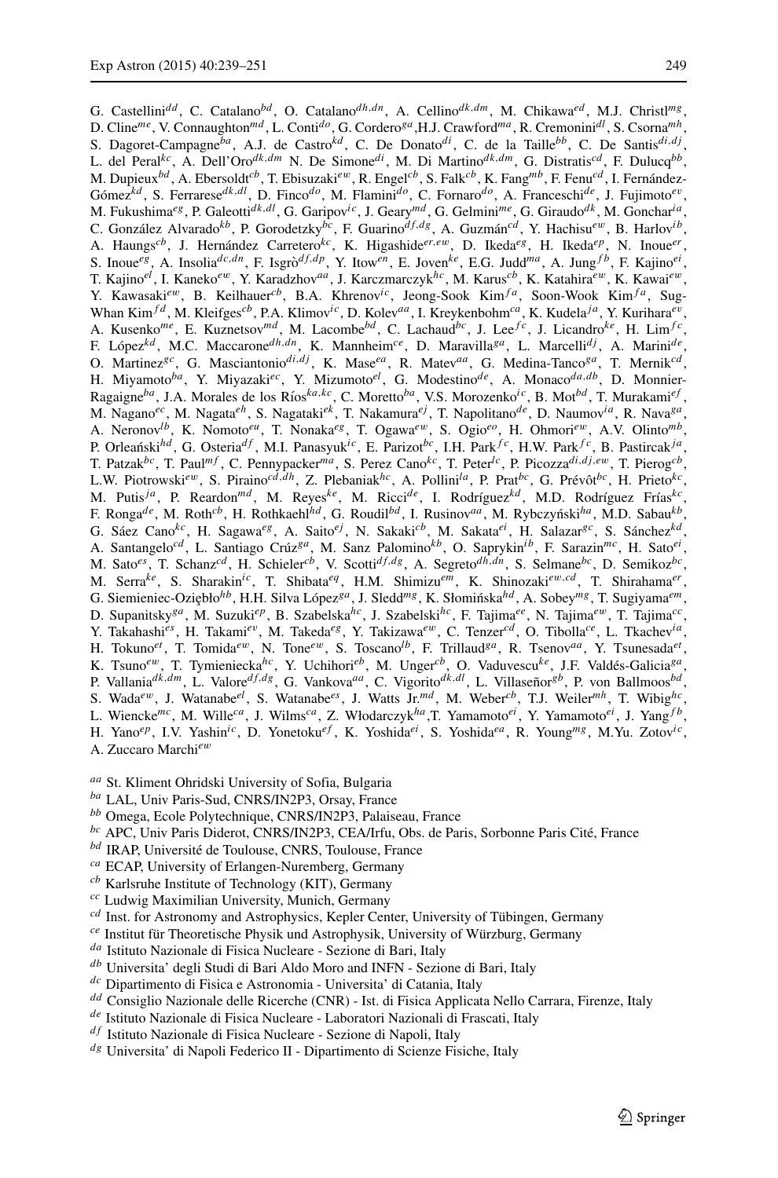G. Castellini[dd], C. Catalano[bd], O. Catalano[dh,dn], A. Cellino[dk,dm], M. Chikawa[ed], M.J. Christl[mg], D. Cline[me], V. Connaughton[md], L. Conti[do], G. Cordero[ga], H.J. Crawford[ma], R. Cremonini[dl], S. Csorna[mh], S. Dagoret-Campagne[ba], A.J. de Castro[kd], C. De Donato[di], C. de la Taille[bb], C. De Santis[di,dj], L. del Peral[kc], A. Dell'Oro[dk,dm] N. De Simone[di], M. Di Martino[dk,dm], G. Distratis[cd], F. Dulucq[bb], M. Dupieux[bd], A. Ebersoldt[cb], T. Ebisuzaki[ew], R. Engel[cb], S. Falk[cb], K. Fang[mb], F. Fenu[cd], I. Fernández-Gómez[kd], S. Ferrarese[dk,dl], D. Finco[do], M. Flamini[do], C. Fornaro[do], A. Franceschi[de], J. Fujimoto[ev], M. Fukushima[eg], P. Galeotti[dk,dl], G. Garipov[ic], J. Geary[md], G. Gelmini[me], G. Giraudo[dk], M. Gonchar[ia], C. González Alvarado[kb], P. Gorodetzky[bc], F. Guarino[df,dg], A. Guzmán[cd], Y. Hachisu[ew], B. Harlov[ib], A. Haungs[cb], J. Hernández Carretero[kc], K. Higashide[er,ew], D. Ikeda[eg], H. Ikeda[ep], N. Inoue[er], S. Inoue[eg], A. Insolia[dc,dn], F. Isgrò[df,dp], Y. Itow[en], E. Joven[ke], E.G. Judd[ma], A. Jung[fb], F. Kajino[ei], T. Kajino[el], I. Kaneko[ew], Y. Karadzhov[aa], J. Karczmarczyk[hc], M. Karus[cb], K. Katahira[ew], K. Kawai[ew], Y. Kawasaki[ew], B. Keilhauer[cb], B.A. Khrenov[ic], Jeong-Sook Kim[fa], Soon-Wook Kim[fa], Sug-Whan Kim[fd], M. Kleifges[cb], P.A. Klimov[ic], D. Kolev[aa], I. Kreykenbohm[ca], K. Kudela[ja], Y. Kurihara[ev], A. Kusenko[me], E. Kuznetsov[md], M. Lacombe[bd], C. Lachaud[bc], J. Lee[fc], J. Licandro[ke], H. Lim[fc], F. López[kd], M.C. Maccarone[dh,dn], K. Mannheim[ce], D. Maravilla[ga], L. Marcelli[dj], A. Marini[de], O. Martinez[gc], G. Masciantonio[di,dj], K. Mase[ea], R. Matev[aa], G. Medina-Tanco[ga], T. Mernik[cd], H. Miyamoto[ba], Y. Miyazaki[ec], Y. Mizumoto[el], G. Modestino[de], A. Monaco[da,db], D. Monnier-Ragaigne[ba], J.A. Morales de los Ríos[ka,kc], C. Moretto[ba], V.S. Morozenko[ic], B. Mot[bd], T. Murakami[ef], M. Nagano[ec], M. Nagata[eh], S. Nagataki[ek], T. Nakamura[ej], T. Napolitano[de], D. Naumov[ia], R. Nava[ga], A. Neronov[lb], K. Nomoto[eu], T. Nonaka[eg], T. Ogawa[ew], S. Ogio[eo], H. Ohmori[ew], A.V. Olinto[mb], P. Orleański[hd], G. Osteria[df], M.I. Panasyuk[ic], E. Parizot[bc], I.H. Park[fc], H.W. Park[fc], B. Pastircak[ja], T. Patzak[bc], T. Paul[mf], C. Pennypacker[ma], S. Perez Cano[kc], T. Peter[lc], P. Picozza[di,dj,ew], T. Pierog[cb], L.W. Piotrowski[ew], S. Piraino[cd,dh], Z. Plebaniak[hc], A. Pollini[la], P. Prat[bc], G. Prévôt[bc], H. Prieto[kc], M. Putis[ja], P. Reardon[md], M. Reyes[ke], M. Ricci[de], I. Rodríguez[kd], M.D. Rodríguez Frías[kc], F. Ronga[de], M. Roth[cb], H. Rothkaehl[hd], G. Roudil[bd], I. Rusinov[aa], M. Rybczyński[ha], M.D. Sabau[kb], G. Sáez Cano[kc], H. Sagawa[eg], A. Saito[ej], N. Sakaki[cb], M. Sakata[ei], H. Salazar[gc], S. Sánchez[kd], A. Santangelo[cd], L. Santiago Crúz[ga], M. Sanz Palomino[kb], O. Saprykin[ib], F. Sarazin[mc], H. Sato[ei], M. Sato[es], T. Schanz[cd], H. Schieler[cb], V. Scotti[df,dg], A. Segreto[dh,dn], S. Selmane[bc], D. Semikoz[bc], M. Serra[ke], S. Sharakin[ic], T. Shibata[eq], H.M. Shimizu[em], K. Shinozaki[ew,cd], T. Shirahama[er], G. Siemieniec-Oziębło[hb], H.H. Silva López[ga], J. Sledd[mg], K. Słomińska[hd], A. Sobey[mg], T. Sugiyama[em], D. Supanitsky[ga], M. Suzuki[ep], B. Szabelska[hc], J. Szabelski[hc], F. Tajima[ee], N. Tajima[ew], T. Tajima[cc], Y. Takahashi[es], H. Takami[ev], M. Takeda[eg], Y. Takizawa[ew], C. Tenzer[cd], O. Tibolla[ce], L. Tkachev[ia], H. Tokuno[et], T. Tomida[ew], N. Tone[ew], S. Toscano[lb], F. Trillaud[ga], R. Tsenov[aa], Y. Tsunesada[et], K. Tsuno[ew], T. Tymieniecka[hc], Y. Uchihori[eb], M. Unger[cb], O. Vaduvescu[ke], J.F. Valdés-Galicia[ga], P. Vallania[dk,dm], L. Valore[df,dg], G. Vankova[aa], C. Vigorito[dk,dl], L. Villaseñor[gb], P. von Ballmoos[bd], S. Wada[ew], J. Watanabe[el], S. Watanabe[es], J. Watts Jr.[md], M. Weber[cb], T.J. Weiler[mh], T. Wibig[hc], L. Wiencke[mc], M. Wille[ca], J. Wilms[ca], Z. Włodarczyk[ha], T. Yamamoto[ei], Y. Yamamoto[ei], J. Yang[fb], H. Yano[ep], I.V. Yashin[ic], D. Yonetoku[ef], K. Yoshida[ei], S. Yoshida[ea], R. Young[mg], M.Yu. Zotov[ic], A. Zuccaro Marchi[ew]

[aa] St. Kliment Ohridski University of Sofia, Bulgaria
[ba] LAL, Univ Paris-Sud, CNRS/IN2P3, Orsay, France
[bb] Omega, Ecole Polytechnique, CNRS/IN2P3, Palaiseau, France
[bc] APC, Univ Paris Diderot, CNRS/IN2P3, CEA/Irfu, Obs. de Paris, Sorbonne Paris Cité, France
[bd] IRAP, Université de Toulouse, CNRS, Toulouse, France
[ca] ECAP, University of Erlangen-Nuremberg, Germany
[cb] Karlsruhe Institute of Technology (KIT), Germany
[cc] Ludwig Maximilian University, Munich, Germany
[cd] Inst. for Astronomy and Astrophysics, Kepler Center, University of Tübingen, Germany
[ce] Institut für Theoretische Physik und Astrophysik, University of Würzburg, Germany
[da] Istituto Nazionale di Fisica Nucleare - Sezione di Bari, Italy
[db] Universita' degli Studi di Bari Aldo Moro and INFN - Sezione di Bari, Italy
[dc] Dipartimento di Fisica e Astronomia - Universita' di Catania, Italy
[dd] Consiglio Nazionale delle Ricerche (CNR) - Ist. di Fisica Applicata Nello Carrara, Firenze, Italy
[de] Istituto Nazionale di Fisica Nucleare - Laboratori Nazionali di Frascati, Italy
[df] Istituto Nazionale di Fisica Nucleare - Sezione di Napoli, Italy
[dg] Universita' di Napoli Federico II - Dipartimento di Scienze Fisiche, Italy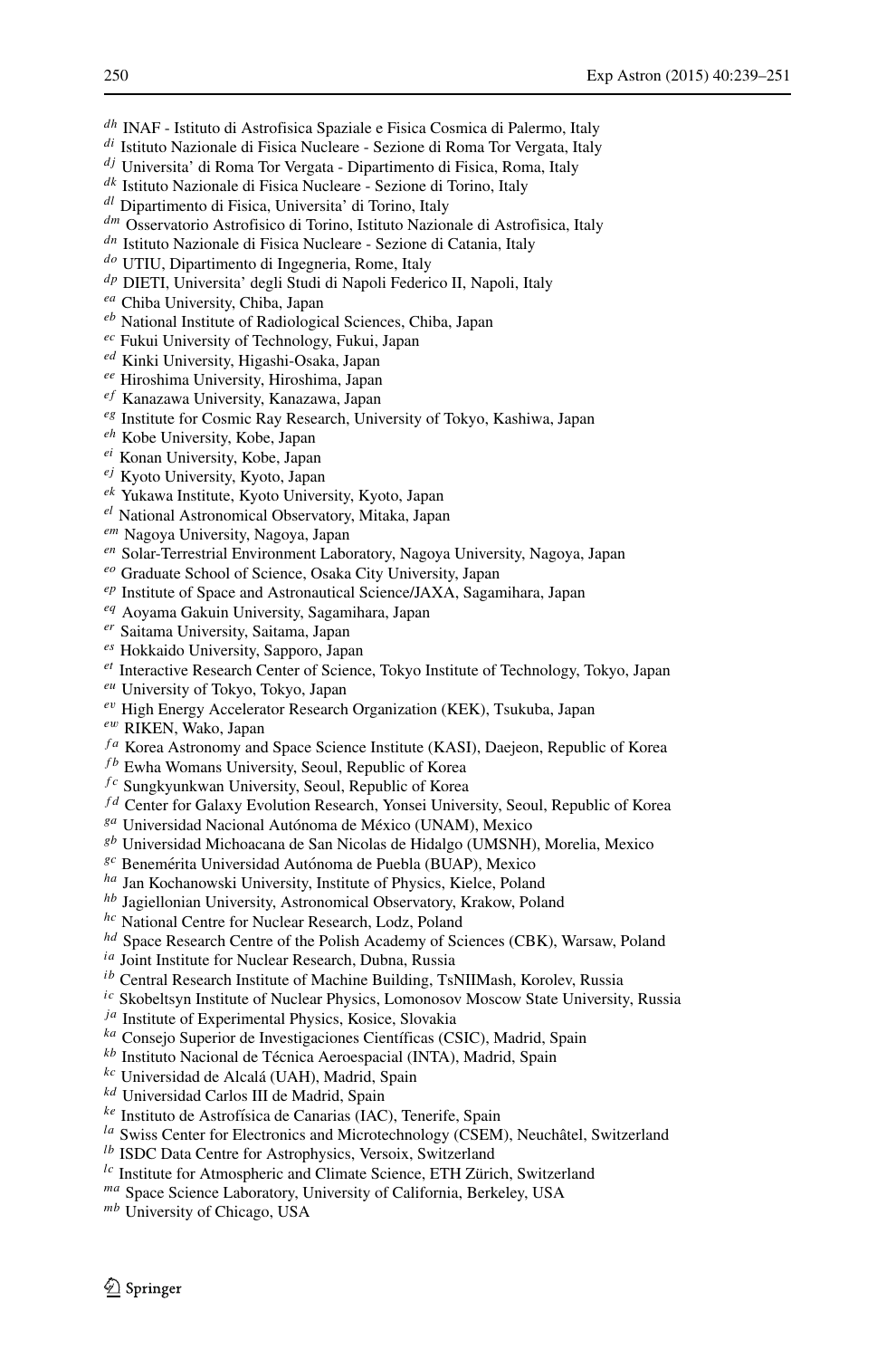[dh] INAF - Istituto di Astrofisica Spaziale e Fisica Cosmica di Palermo, Italy
[di] Istituto Nazionale di Fisica Nucleare - Sezione di Roma Tor Vergata, Italy
[dj] Universita' di Roma Tor Vergata - Dipartimento di Fisica, Roma, Italy
[dk] Istituto Nazionale di Fisica Nucleare - Sezione di Torino, Italy
[dl] Dipartimento di Fisica, Universita' di Torino, Italy
[dm] Osservatorio Astrofisico di Torino, Istituto Nazionale di Astrofisica, Italy
[dn] Istituto Nazionale di Fisica Nucleare - Sezione di Catania, Italy
[do] UTIU, Dipartimento di Ingegneria, Rome, Italy
[dp] DIETI, Universita' degli Studi di Napoli Federico II, Napoli, Italy
[ea] Chiba University, Chiba, Japan
[eb] National Institute of Radiological Sciences, Chiba, Japan
[ec] Fukui University of Technology, Fukui, Japan
[ed] Kinki University, Higashi-Osaka, Japan
[ee] Hiroshima University, Hiroshima, Japan
[ef] Kanazawa University, Kanazawa, Japan
[eg] Institute for Cosmic Ray Research, University of Tokyo, Kashiwa, Japan
[eh] Kobe University, Kobe, Japan
[ei] Konan University, Kobe, Japan
[ej] Kyoto University, Kyoto, Japan
[ek] Yukawa Institute, Kyoto University, Kyoto, Japan
[el] National Astronomical Observatory, Mitaka, Japan
[em] Nagoya University, Nagoya, Japan
[en] Solar-Terrestrial Environment Laboratory, Nagoya University, Nagoya, Japan
[eo] Graduate School of Science, Osaka City University, Japan
[ep] Institute of Space and Astronautical Science/JAXA, Sagamihara, Japan
[eq] Aoyama Gakuin University, Sagamihara, Japan
[er] Saitama University, Saitama, Japan
[es] Hokkaido University, Sapporo, Japan
[et] Interactive Research Center of Science, Tokyo Institute of Technology, Tokyo, Japan
[eu] University of Tokyo, Tokyo, Japan
[ev] High Energy Accelerator Research Organization (KEK), Tsukuba, Japan
[ew] RIKEN, Wako, Japan
[fa] Korea Astronomy and Space Science Institute (KASI), Daejeon, Republic of Korea
[fb] Ewha Womans University, Seoul, Republic of Korea
[fc] Sungkyunkwan University, Seoul, Republic of Korea
[fd] Center for Galaxy Evolution Research, Yonsei University, Seoul, Republic of Korea
[ga] Universidad Nacional Autónoma de México (UNAM), Mexico
[gb] Universidad Michoacana de San Nicolas de Hidalgo (UMSNH), Morelia, Mexico
[gc] Benemérita Universidad Autónoma de Puebla (BUAP), Mexico
[ha] Jan Kochanowski University, Institute of Physics, Kielce, Poland
[hb] Jagiellonian University, Astronomical Observatory, Krakow, Poland
[hc] National Centre for Nuclear Research, Lodz, Poland
[hd] Space Research Centre of the Polish Academy of Sciences (CBK), Warsaw, Poland
[ia] Joint Institute for Nuclear Research, Dubna, Russia
[ib] Central Research Institute of Machine Building, TsNIIMash, Korolev, Russia
[ic] Skobeltsyn Institute of Nuclear Physics, Lomonosov Moscow State University, Russia
[ja] Institute of Experimental Physics, Kosice, Slovakia
[ka] Consejo Superior de Investigaciones Científicas (CSIC), Madrid, Spain
[kb] Instituto Nacional de Técnica Aeroespacial (INTA), Madrid, Spain
[kc] Universidad de Alcalá (UAH), Madrid, Spain
[kd] Universidad Carlos III de Madrid, Spain
[ke] Instituto de Astrofísica de Canarias (IAC), Tenerife, Spain
[la] Swiss Center for Electronics and Microtechnology (CSEM), Neuchâtel, Switzerland
[lb] ISDC Data Centre for Astrophysics, Versoix, Switzerland
[lc] Institute for Atmospheric and Climate Science, ETH Zürich, Switzerland
[ma] Space Science Laboratory, University of California, Berkeley, USA
[mb] University of Chicago, USA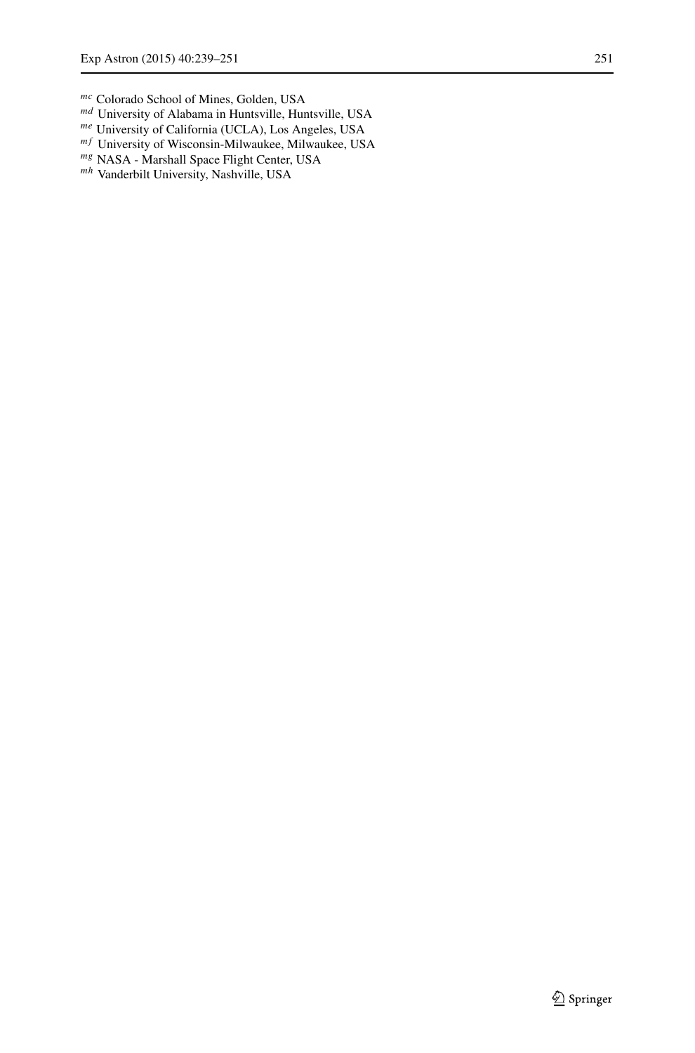[mc] Colorado School of Mines, Golden, USA
[md] University of Alabama in Huntsville, Huntsville, USA
[me] University of California (UCLA), Los Angeles, USA
[mf] University of Wisconsin-Milwaukee, Milwaukee, USA
[mg] NASA - Marshall Space Flight Center, USA
[mh] Vanderbilt University, Nashville, USA